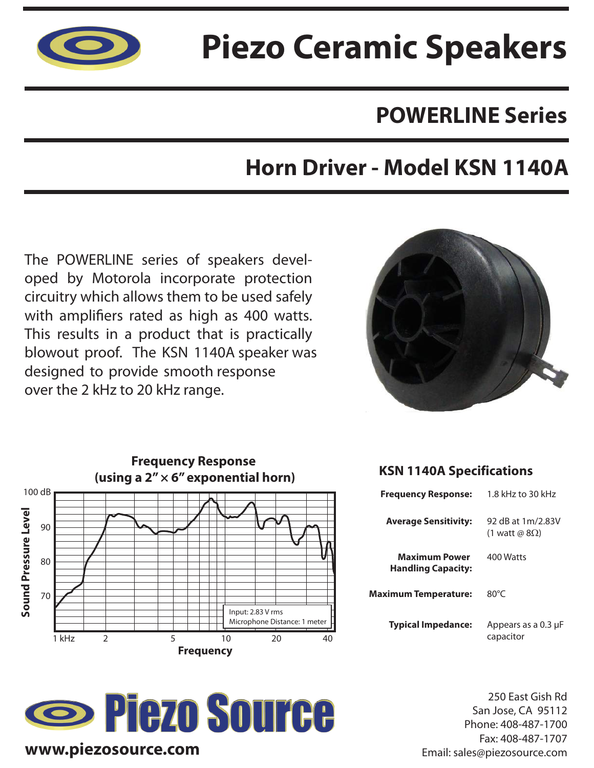# Piezo Ceramic Speakers

## POWERLINE Series

## Horn Driver - Model KSN 1140A

The POWERLINE series of speakers developed by Motorola incorporate protection circuitry which allows them to be used safely with amplifiers rated as high as 400 watts. This results in a product that is practically blowout proof. The KSN 1140A speaker was designed to provide smooth response over the 2 kHz to 20 kHz range.

**Frequency Response (using a 2" × 6" exponential horn)**

Input: 2.83 V rms
Microphone Distance: 1 meter

### KSN 1140A Specifications

| | |
|---|---|
| **Frequency Response:** | 1.8 kHz to 30 kHz |
| **Average Sensitivity:** | 92 dB at 1m/2.83V (1 watt @ 8Ω) |
| **Maximum Power Handling Capacity:** | 400 Watts |
| **Maximum Temperature:** | 80°C |
| **Typical Impedance:** | Appears as a 0.3 μF capacitor |

**Piezo Source**

**www.piezosource.com**

250 East Gish Rd
San Jose, CA 95112
Phone: 408-487-1700
Fax: 408-487-1707
Email: sales@piezosource.com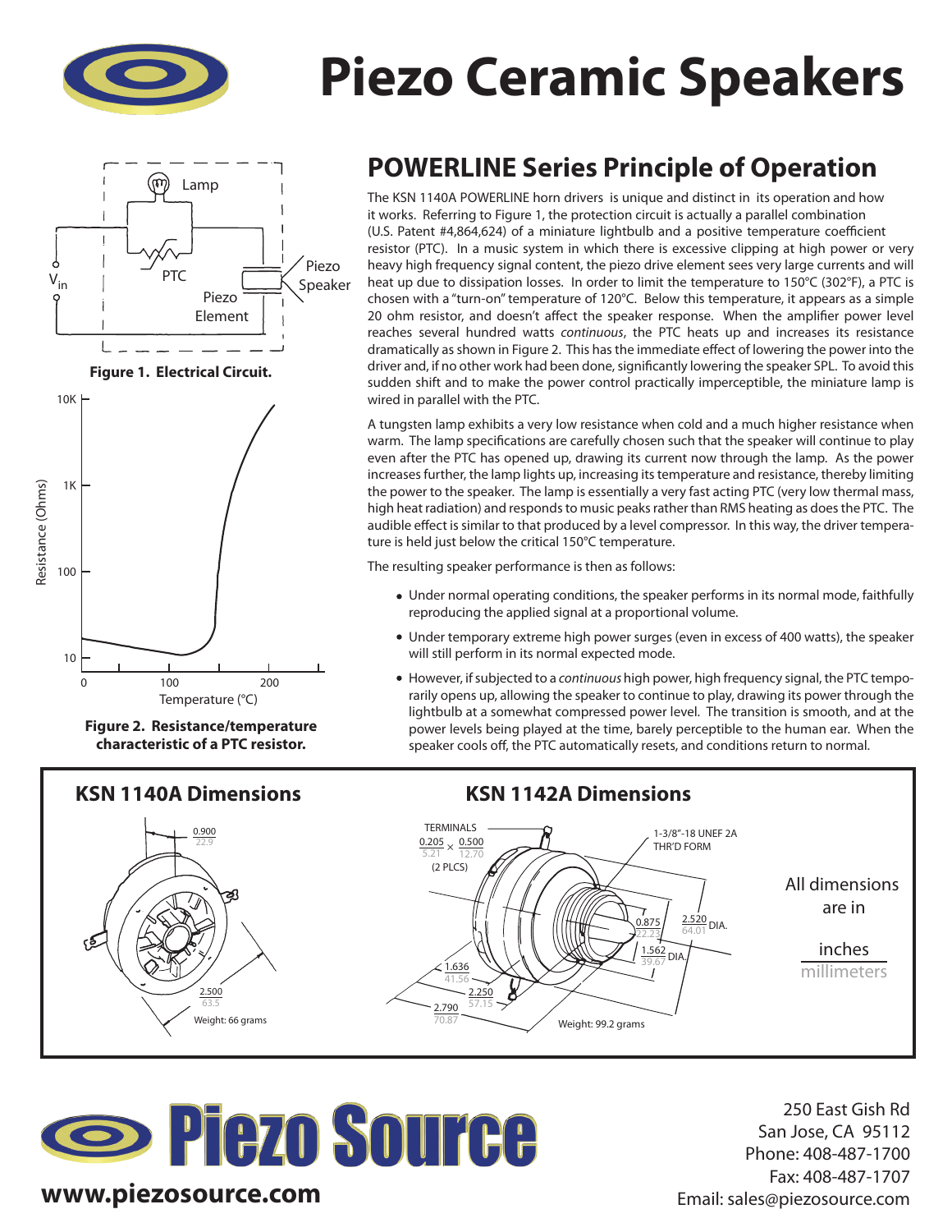# Piezo Ceramic Speakers

Lamp

PTC

$V_{in}$

Piezo Element

Piezo Speaker

**Figure 1. Electrical Circuit.**

10K

1K

100

10

Resistance (Ohms)

0

100

200

Temperature (°C)

**Figure 2. Resistance/temperature characteristic of a PTC resistor.**

## POWERLINE Series Principle of Operation

The KSN 1140A POWERLINE horn drivers is unique and distinct in its operation and how it works. Referring to Figure 1, the protection circuit is actually a parallel combination (U.S. Patent #4,864,624) of a miniature lightbulb and a positive temperature coefficient resistor (PTC). In a music system in which there is excessive clipping at high power or very heavy high frequency signal content, the piezo drive element sees very large currents and will heat up due to dissipation losses. In order to limit the temperature to 150°C (302°F), a PTC is chosen with a "turn-on" temperature of 120°C. Below this temperature, it appears as a simple 20 ohm resistor, and doesn't affect the speaker response. When the amplifier power level reaches several hundred watts *continuous*, the PTC heats up and increases its resistance dramatically as shown in Figure 2. This has the immediate effect of lowering the power into the driver and, if no other work had been done, significantly lowering the speaker SPL. To avoid this sudden shift and to make the power control practically imperceptible, the miniature lamp is wired in parallel with the PTC.

A tungsten lamp exhibits a very low resistance when cold and a much higher resistance when warm. The lamp specifications are carefully chosen such that the speaker will continue to play even after the PTC has opened up, drawing its current now through the lamp. As the power increases further, the lamp lights up, increasing its temperature and resistance, thereby limiting the power to the speaker. The lamp is essentially a very fast acting PTC (very low thermal mass, high heat radiation) and responds to music peaks rather than RMS heating as does the PTC. The audible effect is similar to that produced by a level compressor. In this way, the driver temperature is held just below the critical 150°C temperature.

The resulting speaker performance is then as follows:

- Under normal operating conditions, the speaker performs in its normal mode, faithfully reproducing the applied signal at a proportional volume.
- Under temporary extreme high power surges (even in excess of 400 watts), the speaker will still perform in its normal expected mode.
- However, if subjected to a *continuous* high power, high frequency signal, the PTC temporarily opens up, allowing the speaker to continue to play, drawing its power through the lightbulb at a somewhat compressed power level. The transition is smooth, and at the power levels being played at the time, barely perceptible to the human ear. When the speaker cools off, the PTC automatically resets, and conditions return to normal.

## KSN 1140A Dimensions

0.900 / 22.9

2.500 / 63.5

Weight: 66 grams

## KSN 1142A Dimensions

TERMINALS 0.205 / 5.21 × 0.500 / 12.70 (2 PLCS)

1-3/8"-18 UNEF 2A THR'D FORM

0.875 / 22.23

2.520 / 64.01 DIA.

1.562 / 39.67 DIA.

1.636 / 41.56

2.250 / 57.15

2.790 / 70.87

Weight: 99.2 grams

All dimensions are in inches / millimeters

Piezo Source

www.piezosource.com

250 East Gish Rd
San Jose, CA 95112
Phone: 408-487-1700
Fax: 408-487-1707
Email: sales@piezosource.com